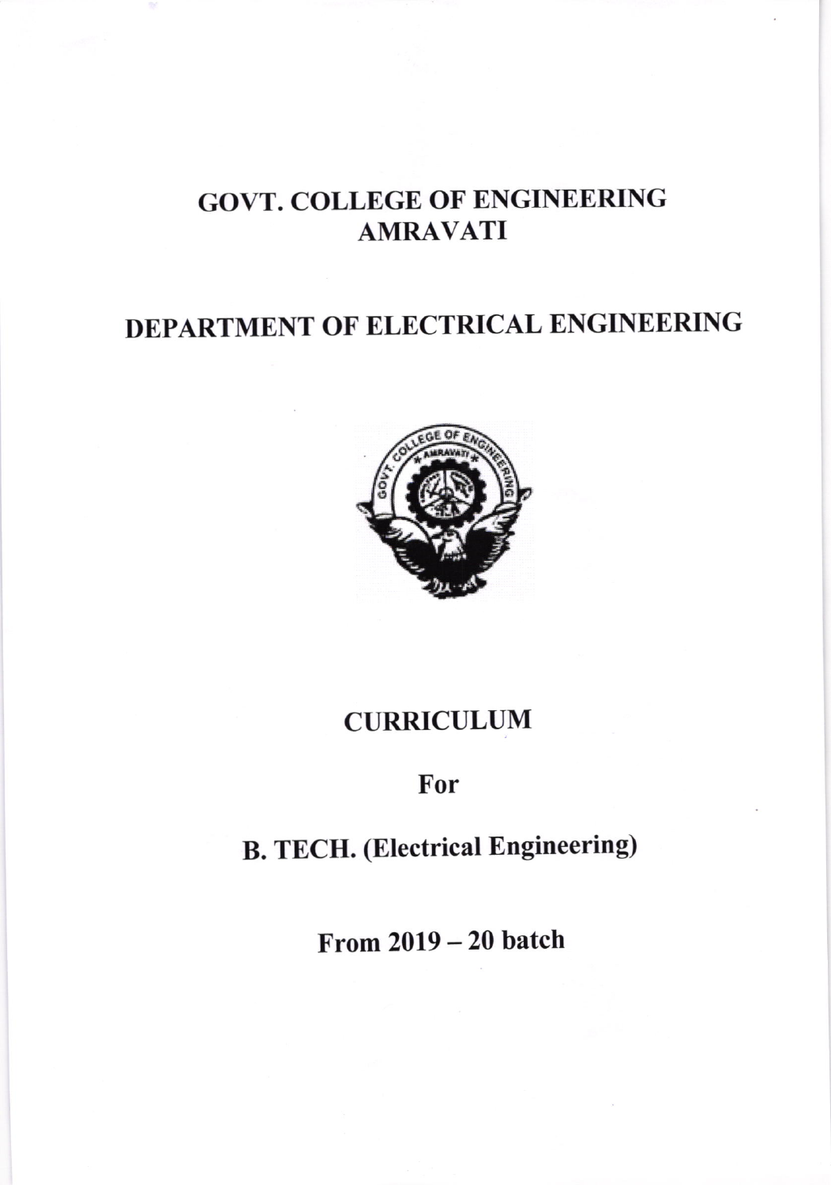# GOVT. COLLEGE OF ENGINEERING AMRAVATI

## DEPARTMENT OF ELECTRICAL ENGINEERING

## CURRICULUM

**For**

## B. TECH. (Electrical Engineering)

**From 2019 – 20 batch**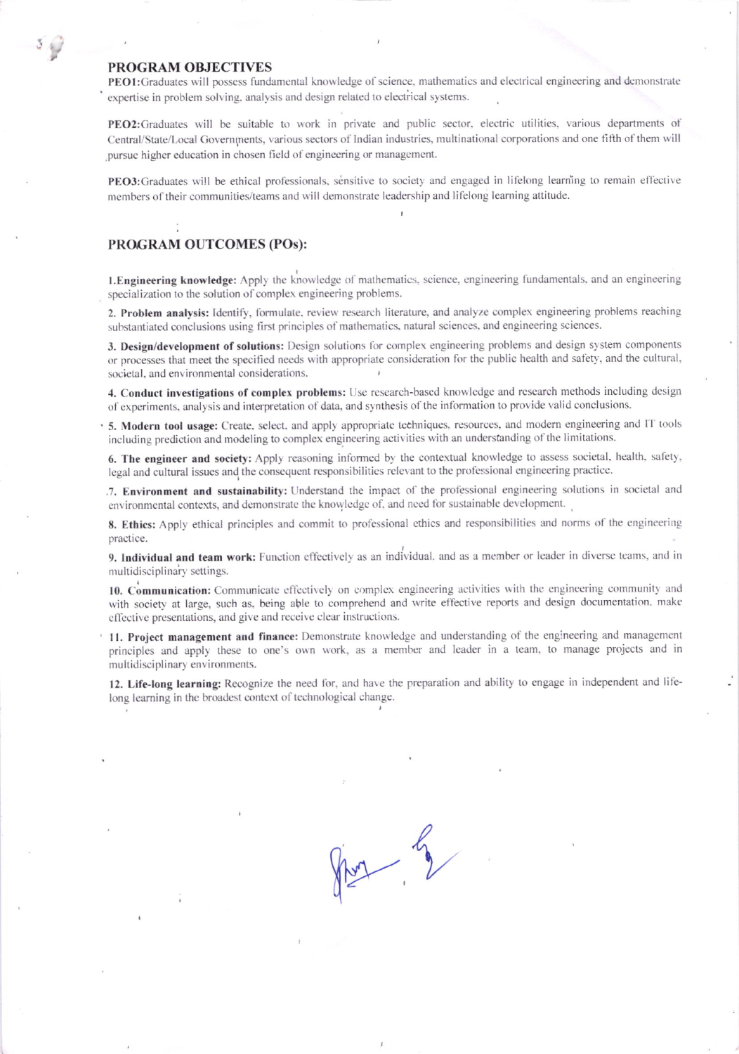## PROGRAM OBJECTIVES

**PEO1:**Graduates will possess fundamental knowledge of science, mathematics and electrical engineering and demonstrate expertise in problem solving, analysis and design related to electrical systems.

**PEO2:**Graduates will be suitable to work in private and public sector, electric utilities, various departments of Central/State/Local Governments, various sectors of Indian industries, multinational corporations and one fifth of them will pursue higher education in chosen field of engineering or management.

**PEO3:**Graduates will be ethical professionals, sensitive to society and engaged in lifelong learning to remain effective members of their communities/teams and will demonstrate leadership and lifelong learning attitude.

## PROGRAM OUTCOMES (POs):

**1.Engineering knowledge:** Apply the knowledge of mathematics, science, engineering fundamentals, and an engineering specialization to the solution of complex engineering problems.

**2. Problem analysis:** Identify, formulate, review research literature, and analyze complex engineering problems reaching substantiated conclusions using first principles of mathematics, natural sciences, and engineering sciences.

**3. Design/development of solutions:** Design solutions for complex engineering problems and design system components or processes that meet the specified needs with appropriate consideration for the public health and safety, and the cultural, societal, and environmental considerations.

**4. Conduct investigations of complex problems:** Use research-based knowledge and research methods including design of experiments, analysis and interpretation of data, and synthesis of the information to provide valid conclusions.

**5. Modern tool usage:** Create, select, and apply appropriate techniques, resources, and modern engineering and IT tools including prediction and modeling to complex engineering activities with an understanding of the limitations.

**6. The engineer and society:** Apply reasoning informed by the contextual knowledge to assess societal, health, safety, legal and cultural issues and the consequent responsibilities relevant to the professional engineering practice.

**7. Environment and sustainability:** Understand the impact of the professional engineering solutions in societal and environmental contexts, and demonstrate the knowledge of, and need for sustainable development.

**8. Ethics:** Apply ethical principles and commit to professional ethics and responsibilities and norms of the engineering practice.

**9. Individual and team work:** Function effectively as an individual, and as a member or leader in diverse teams, and in multidisciplinary settings.

**10. Communication:** Communicate effectively on complex engineering activities with the engineering community and with society at large, such as, being able to comprehend and write effective reports and design documentation, make effective presentations, and give and receive clear instructions.

**11. Project management and finance:** Demonstrate knowledge and understanding of the engineering and management principles and apply these to one's own work, as a member and leader in a team, to manage projects and in multidisciplinary environments.

**12. Life-long learning:** Recognize the need for, and have the preparation and ability to engage in independent and life-long learning in the broadest context of technological change.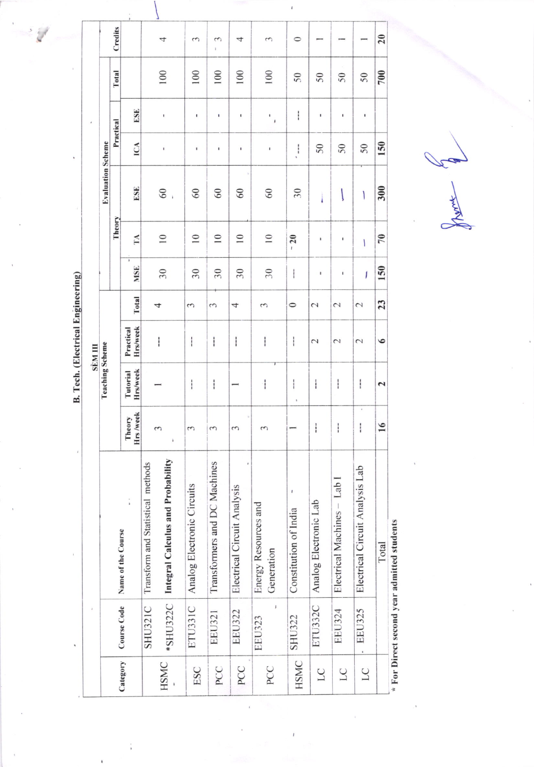# B. Tech. (Electrical Engineering)

## SEM III

| Category | Course Code | Name of the Course | Teaching Scheme | | | | Evaluation Scheme | | | | | | Credits |
|---|---|---|---|---|---|---|---|---|---|---|---|---|---|
| | | | Theory Hrs /week | Tutorial Hrs/week | Practical Hrs/week | Total | Theory | | | Practical | | Total | |
| | | | | | | | MSE | TA | ESE | ICA | ESE | | |
| HSMC | SHU321C | Transform and Statistical methods | 3 | 1 | --- | 4 | 30 | 10 | 60 | - | - | 100 | 4 |
| | *SHU322C | **Integral Calculus and Probability** | | | | | | | | | | | |
| ESC | ETU331C | Analog Electronic Circuits | 3 | --- | --- | 3 | 30 | 10 | 60 | - | - | 100 | 3 |
| PCC | EEU321 | Transformers and DC Machines | 3 | --- | --- | 3 | 30 | 10 | 60 | - | - | 100 | 3 |
| PCC | EEU322 | Electrical Circuit Analysis | 3 | 1 | --- | 4 | 30 | 10 | 60 | - | - | 100 | 4 |
| PCC | EEU323 | Energy Resources and Generation | 3 | --- | --- | 3 | 30 | 10 | 60 | - | - | 100 | 3 |
| HSMC | SHU322 | Constitution of India | 1 | --- | --- | 0 | --- | 20 | 30 | --- | --- | 50 | 0 |
| LC | ETU332C | Analog Electronic Lab | --- | --- | 2 | 2 | - | - | - | 50 | - | 50 | 1 |
| LC | EEU324 | Electrical Machines – Lab I | --- | --- | 2 | 2 | - | - | - | 50 | - | 50 | 1 |
| LC | EEU325 | Electrical Circuit Analysis Lab | --- | --- | 2 | 2 | - | - | - | 50 | - | 50 | 1 |
| | | Total | **16** | **2** | **6** | **23** | **150** | **70** | **300** | **150** | | **700** | **20** |

**\* For Direct second year admitted students**